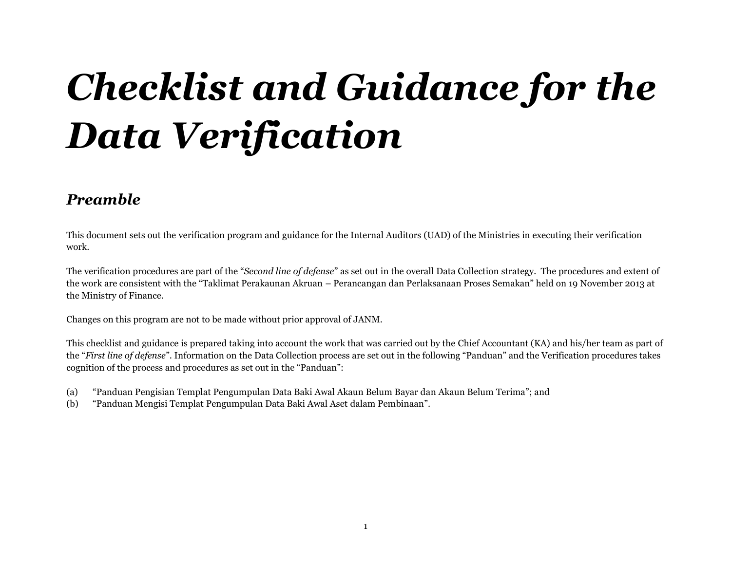# *Checklist and Guidance for the Data Verification*

## *Preamble*

This document sets out the verification program and guidance for the Internal Auditors (UAD) of the Ministries in executing their verification work.

The verification procedures are part of the "*Second line of defense*" as set out in the overall Data Collection strategy. The procedures and extent of the work are consistent with the "Taklimat Perakaunan Akruan – Perancangan dan Perlaksanaan Proses Semakan" held on 19 November 2013 at the Ministry of Finance.

Changes on this program are not to be made without prior approval of JANM.

This checklist and guidance is prepared taking into account the work that was carried out by the Chief Accountant (KA) and his/her team as part of the "*First line of defense*". Information on the Data Collection process are set out in the following "Panduan" and the Verification procedures takes cognition of the process and procedures as set out in the "Panduan":

(a) "Panduan Pengisian Templat Pengumpulan Data Baki Awal Akaun Belum Bayar dan Akaun Belum Terima"; and
(b) "Panduan Mengisi Templat Pengumpulan Data Baki Awal Aset dalam Pembinaan".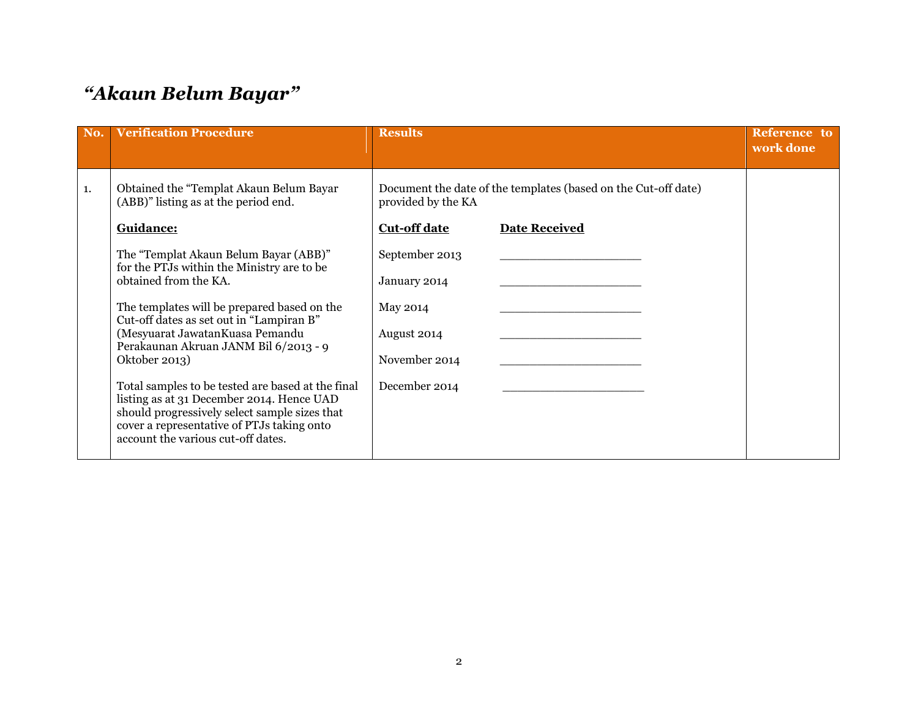# *“Akaun Belum Bayar”*

| No. | Verification Procedure | Results | Reference to work done |
|---|---|---|---|
| 1. | Obtained the “Templat Akaun Belum Bayar (ABB)” listing as at the period end.<br><br>**Guidance:**<br><br>The “Templat Akaun Belum Bayar (ABB)” for the PTJs within the Ministry are to be obtained from the KA.<br><br>The templates will be prepared based on the Cut-off dates as set out in “Lampiran B” (Mesyuarat JawatanKuasa Pemandu Perakaunan Akruan JANM Bil 6/2013 - 9 Oktober 2013)<br><br>Total samples to be tested are based at the final listing as at 31 December 2014. Hence UAD should progressively select sample sizes that cover a representative of PTJs taking onto account the various cut-off dates. | Document the date of the templates (based on the Cut-off date) provided by the KA<br><br>**Cut-off date** — **Date Received**<br><br>September 2013 ____________________<br><br>January 2014 ____________________<br><br>May 2014 ____________________<br><br>August 2014 ____________________<br><br>November 2014 ____________________<br><br>December 2014 ____________________ | |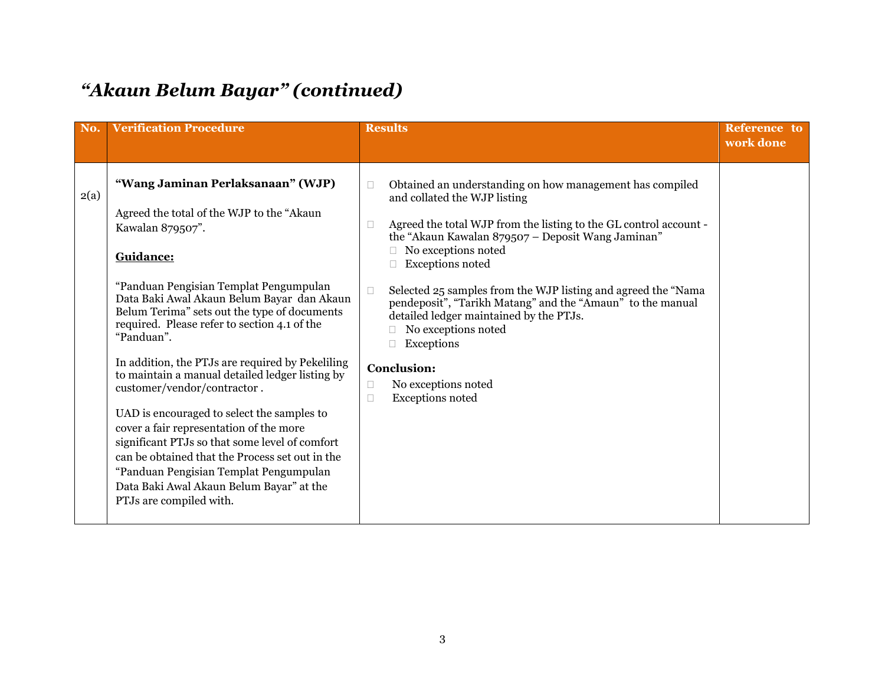# *"Akaun Belum Bayar" (continued)*

| No. | Verification Procedure | Results | Reference to work done |
|---|---|---|---|
| 2(a) | **"Wang Jaminan Perlaksanaan" (WJP)**<br><br>Agreed the total of the WJP to the "Akaun Kawalan 879507".<br><br>**<u>Guidance:</u>**<br><br>"Panduan Pengisian Templat Pengumpulan Data Baki Awal Akaun Belum Bayar dan Akaun Belum Terima" sets out the type of documents required. Please refer to section 4.1 of the "Panduan".<br><br>In addition, the PTJs are required by Pekeliling to maintain a manual detailed ledger listing by customer/vendor/contractor .<br><br>UAD is encouraged to select the samples to cover a fair representation of the more significant PTJs so that some level of comfort can be obtained that the Process set out in the "Panduan Pengisian Templat Pengumpulan Data Baki Awal Akaun Belum Bayar" at the PTJs are compiled with. | ☐ Obtained an understanding on how management has compiled and collated the WJP listing<br><br>☐ Agreed the total WJP from the listing to the GL control account - the "Akaun Kawalan 879507 – Deposit Wang Jaminan"<br>☐ No exceptions noted<br>☐ Exceptions noted<br><br>☐ Selected 25 samples from the WJP listing and agreed the "Nama pendeposit", "Tarikh Matang" and the "Amaun" to the manual detailed ledger maintained by the PTJs.<br>☐ No exceptions noted<br>☐ Exceptions<br><br>**Conclusion:**<br>☐ No exceptions noted<br>☐ Exceptions noted | |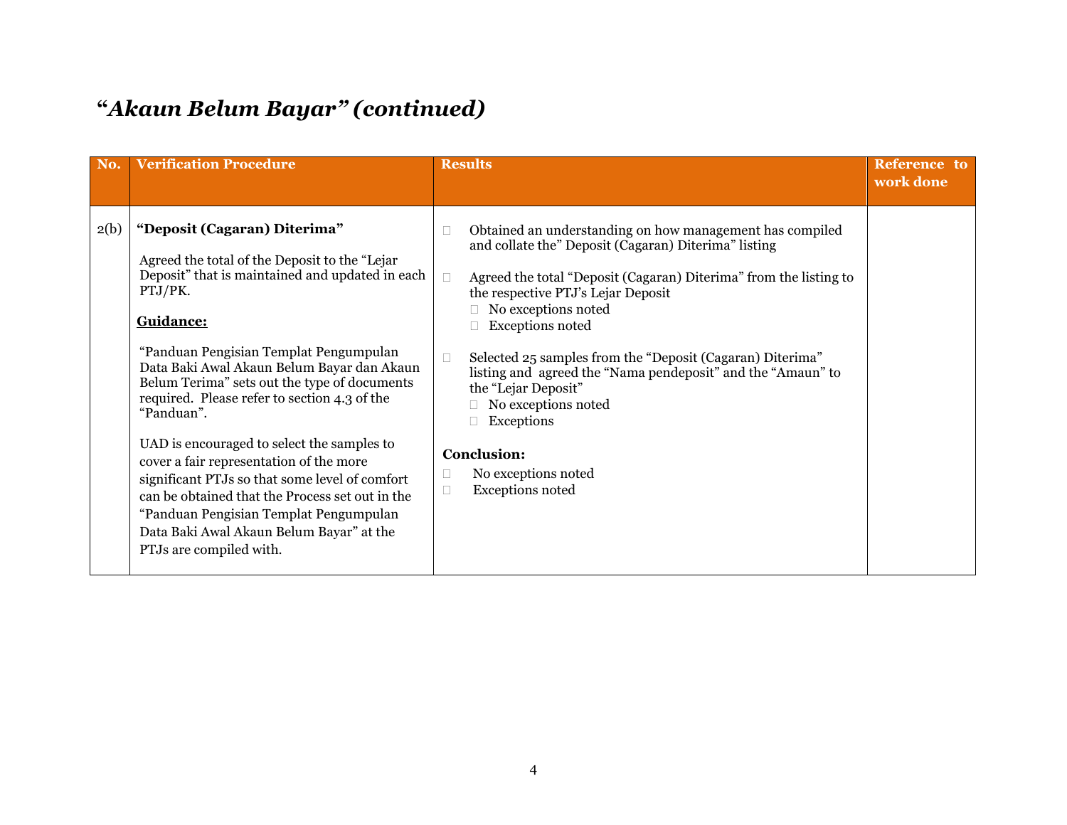## *“Akaun Belum Bayar” (continued)*

| No. | Verification Procedure | Results | Reference to work done |
|---|---|---|---|
| 2(b) | **“Deposit (Cagaran) Diterima”**<br><br>Agreed the total of the Deposit to the “Lejar Deposit” that is maintained and updated in each PTJ/PK.<br><br>**<u>Guidance:</u>**<br><br>“Panduan Pengisian Templat Pengumpulan Data Baki Awal Akaun Belum Bayar dan Akaun Belum Terima” sets out the type of documents required. Please refer to section 4.3 of the “Panduan”.<br><br>UAD is encouraged to select the samples to cover a fair representation of the more significant PTJs so that some level of comfort can be obtained that the Process set out in the “Panduan Pengisian Templat Pengumpulan Data Baki Awal Akaun Belum Bayar” at the PTJs are compiled with. | ☐ Obtained an understanding on how management has compiled and collate the” Deposit (Cagaran) Diterima” listing<br><br>☐ Agreed the total “Deposit (Cagaran) Diterima” from the listing to the respective PTJ’s Lejar Deposit<br>☐ No exceptions noted<br>☐ Exceptions noted<br><br>☐ Selected 25 samples from the “Deposit (Cagaran) Diterima” listing and agreed the “Nama pendeposit” and the “Amaun” to the “Lejar Deposit”<br>☐ No exceptions noted<br>☐ Exceptions<br><br>**Conclusion:**<br>☐ No exceptions noted<br>☐ Exceptions noted | |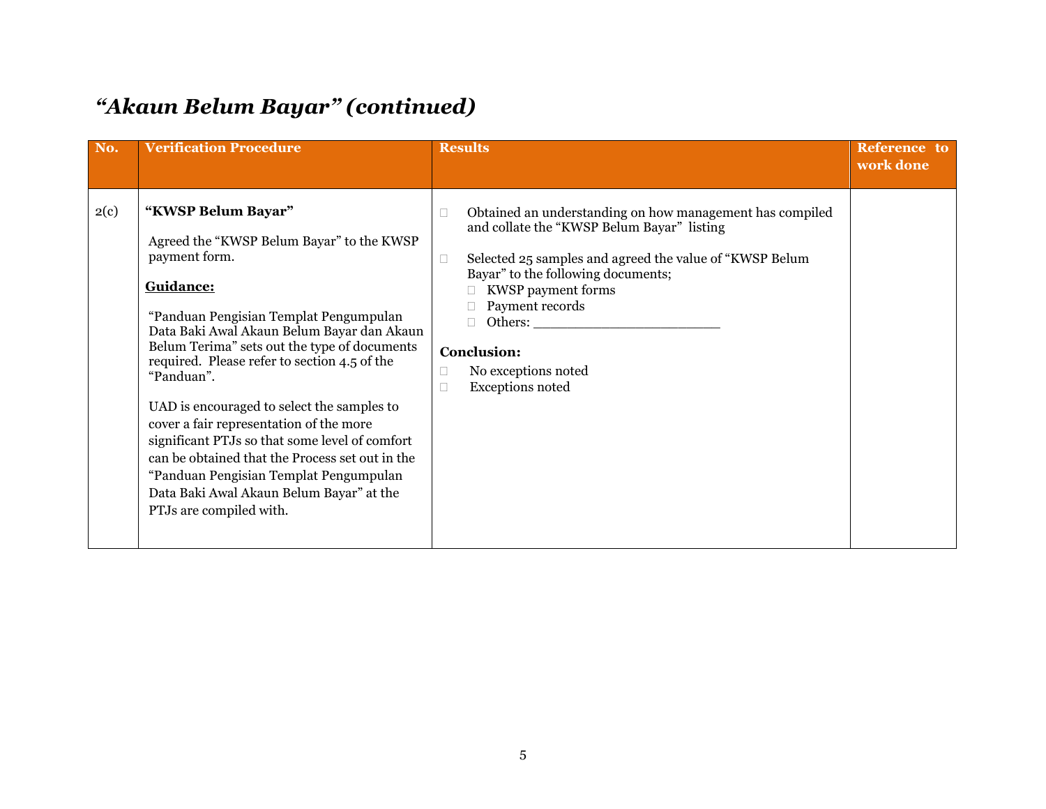# *“Akaun Belum Bayar” (continued)*

| No. | Verification Procedure | Results | Reference to work done |
|---|---|---|---|
| 2(c) | **“KWSP Belum Bayar”**<br><br>Agreed the “KWSP Belum Bayar” to the KWSP payment form.<br><br>**<u>Guidance:</u>**<br><br>“Panduan Pengisian Templat Pengumpulan Data Baki Awal Akaun Belum Bayar dan Akaun Belum Terima” sets out the type of documents required. Please refer to section 4.5 of the “Panduan”.<br><br>UAD is encouraged to select the samples to cover a fair representation of the more significant PTJs so that some level of comfort can be obtained that the Process set out in the “Panduan Pengisian Templat Pengumpulan Data Baki Awal Akaun Belum Bayar” at the PTJs are compiled with. | ☐ Obtained an understanding on how management has compiled and collate the “KWSP Belum Bayar” listing<br><br>☐ Selected 25 samples and agreed the value of “KWSP Belum Bayar” to the following documents;<br>☐ KWSP payment forms<br>☐ Payment records<br>☐ Others: ______________________<br><br>**Conclusion:**<br>☐ No exceptions noted<br>☐ Exceptions noted | |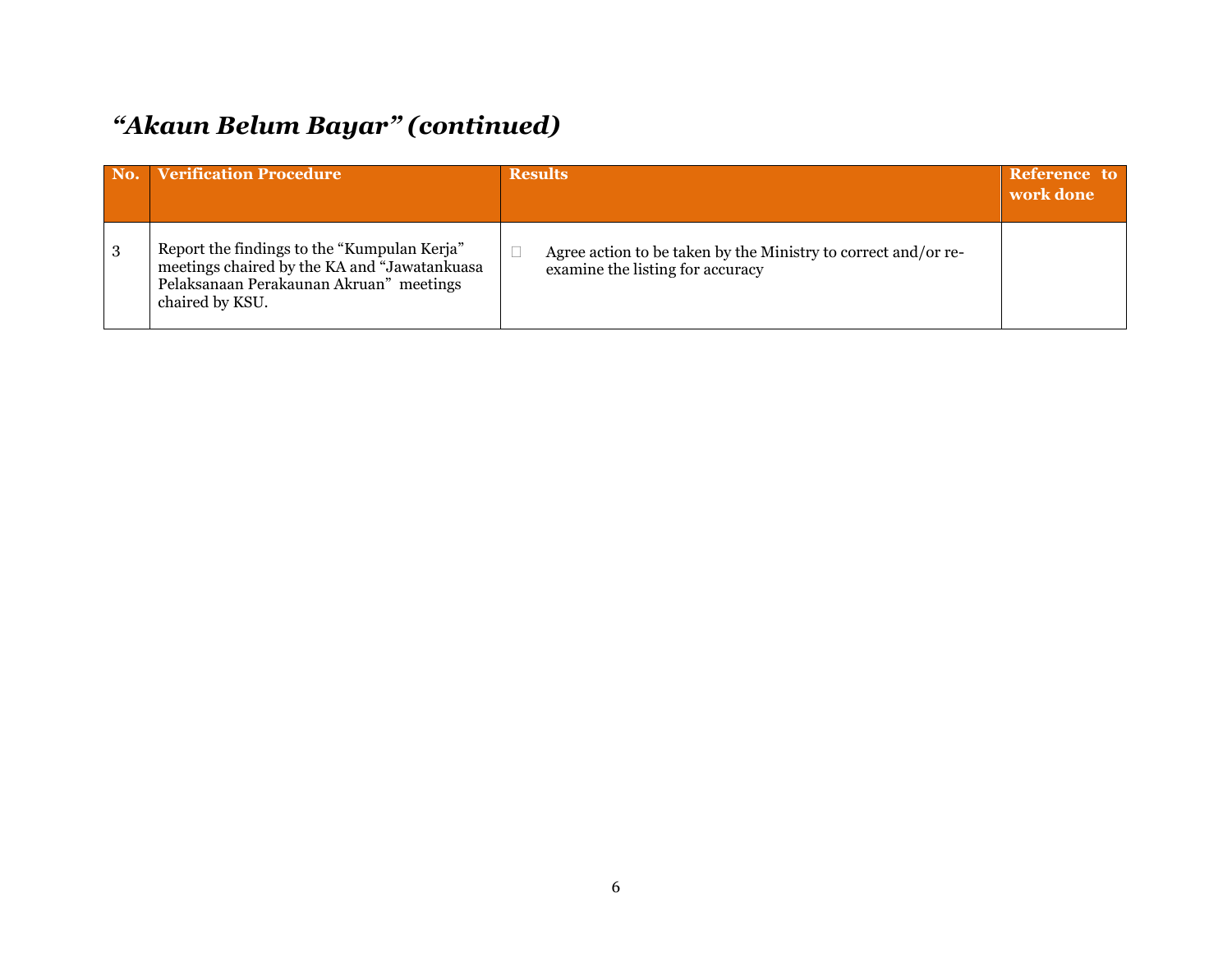## *“Akaun Belum Bayar” (continued)*

| No. | Verification Procedure | Results | Reference to work done |
|---|---|---|---|
| 3 | Report the findings to the “Kumpulan Kerja” meetings chaired by the KA and “Jawatankuasa Pelaksanaan Perakaunan Akruan” meetings chaired by KSU. | Agree action to be taken by the Ministry to correct and/or re-examine the listing for accuracy | |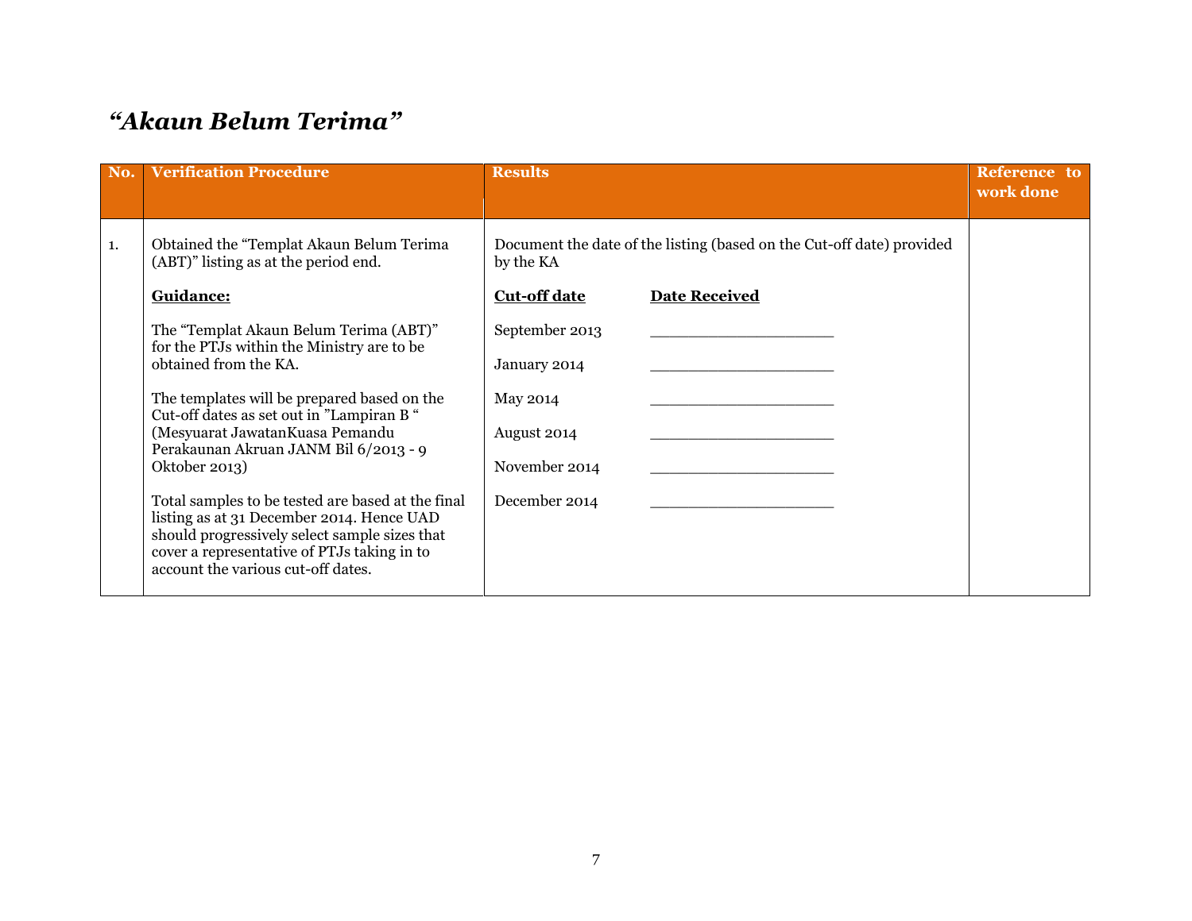## *"Akaun Belum Terima"*

| No. | Verification Procedure | Results | Reference to work done |
|---|---|---|---|
| 1. | Obtained the "Templat Akaun Belum Terima (ABT)" listing as at the period end.<br><br>**<u>Guidance:</u>**<br><br>The "Templat Akaun Belum Terima (ABT)" for the PTJs within the Ministry are to be obtained from the KA.<br><br>The templates will be prepared based on the Cut-off dates as set out in "Lampiran B " (Mesyuarat JawatanKuasa Pemandu Perakaunan Akruan JANM Bil 6/2013 - 9 Oktober 2013)<br><br>Total samples to be tested are based at the final listing as at 31 December 2014. Hence UAD should progressively select sample sizes that cover a representative of PTJs taking in to account the various cut-off dates. | Document the date of the listing (based on the Cut-off date) provided by the KA<br><br>**<u>Cut-off date</u>** **<u>Date Received</u>**<br><br>September 2013 ____________________<br><br>January 2014 ____________________<br><br>May 2014 ____________________<br><br>August 2014 ____________________<br><br>November 2014 ____________________<br><br>December 2014 ____________________ | |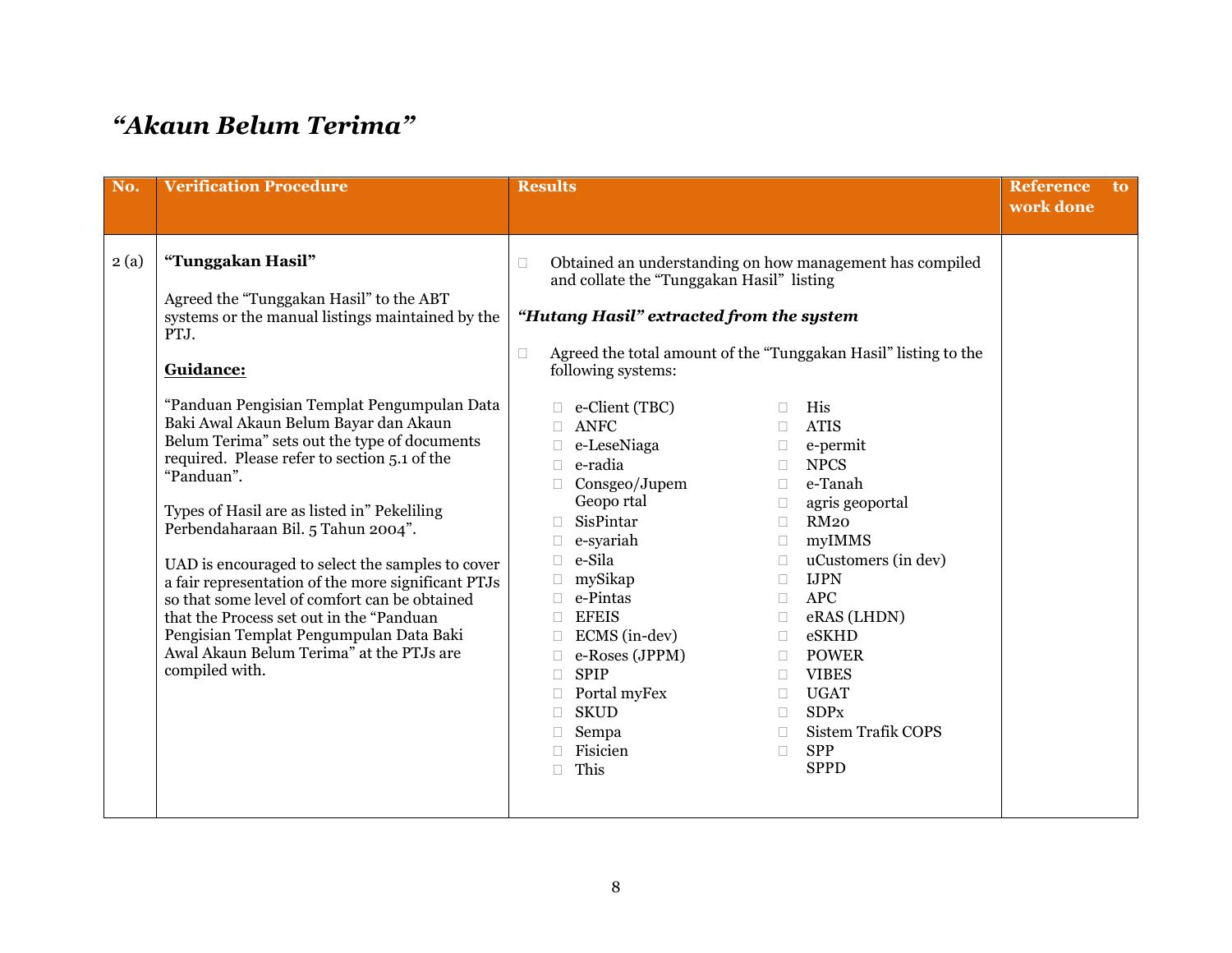# *“Akaun Belum Terima”*

| No. | Verification Procedure | Results | Reference to work done |
|---|---|---|---|
| 2 (a) | **“Tunggakan Hasil”**<br><br>Agreed the “Tunggakan Hasil” to the ABT systems or the manual listings maintained by the PTJ.<br><br>**<u>Guidance:</u>**<br><br>“Panduan Pengisian Templat Pengumpulan Data Baki Awal Akaun Belum Bayar dan Akaun Belum Terima” sets out the type of documents required. Please refer to section 5.1 of the “Panduan”.<br><br>Types of Hasil are as listed in” Pekeliling Perbendaharaan Bil. 5 Tahun 2004”.<br><br>UAD is encouraged to select the samples to cover a fair representation of the more significant PTJs so that some level of comfort can be obtained that the Process set out in the “Panduan Pengisian Templat Pengumpulan Data Baki Awal Akaun Belum Terima” at the PTJs are compiled with. | - Obtained an understanding on how management has compiled and collate the “Tunggakan Hasil” listing<br><br>***“Hutang Hasil” extracted from the system***<br><br>- Agreed the total amount of the “Tunggakan Hasil” listing to the following systems:<br><br>- e-Client (TBC)<br>- ANFC<br>- e-LeseNiaga<br>- e-radia<br>- Consgeo/Jupem Geopo rtal<br>- SisPintar<br>- e-syariah<br>- e-Sila<br>- mySikap<br>- e-Pintas<br>- EFEIS<br>- ECMS (in-dev)<br>- e-Roses (JPPM)<br>- SPIP<br>- Portal myFex<br>- SKUD<br>- Sempa<br>- Fisicien<br>- This<br>- His<br>- ATIS<br>- e-permit<br>- NPCS<br>- e-Tanah<br>- agris geoportal<br>- RM20<br>- myIMMS<br>- uCustomers (in dev)<br>- IJPN<br>- APC<br>- eRAS (LHDN)<br>- eSKHD<br>- POWER<br>- VIBES<br>- UGAT<br>- SDPx<br>- Sistem Trafik COPS<br>- SPP<br>SPPD | |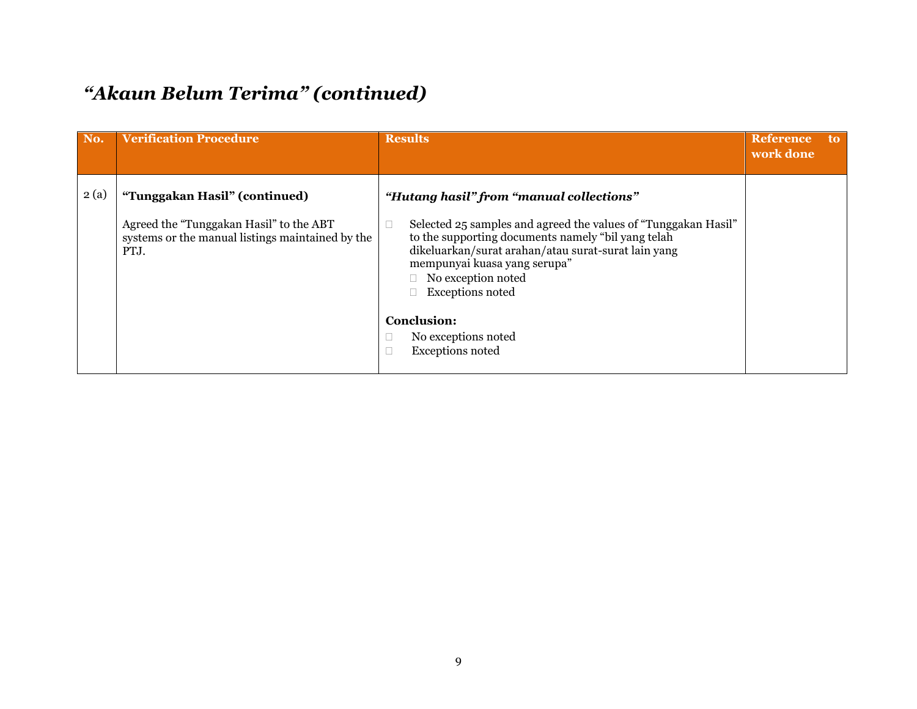## *"Akaun Belum Terima" (continued)*

| No. | Verification Procedure | Results | Reference to work done |
|---|---|---|---|
| 2 (a) | **"Tunggakan Hasil" (continued)**<br><br>Agreed the "Tunggakan Hasil" to the ABT systems or the manual listings maintained by the PTJ. | ***"Hutang hasil" from "manual collections"***<br><br>☐ Selected 25 samples and agreed the values of "Tunggakan Hasil" to the supporting documents namely "bil yang telah dikeluarkan/surat arahan/atau surat-surat lain yang mempunyai kuasa yang serupa"<br>☐ No exception noted<br>☐ Exceptions noted<br><br>**Conclusion:**<br>☐ No exceptions noted<br>☐ Exceptions noted | |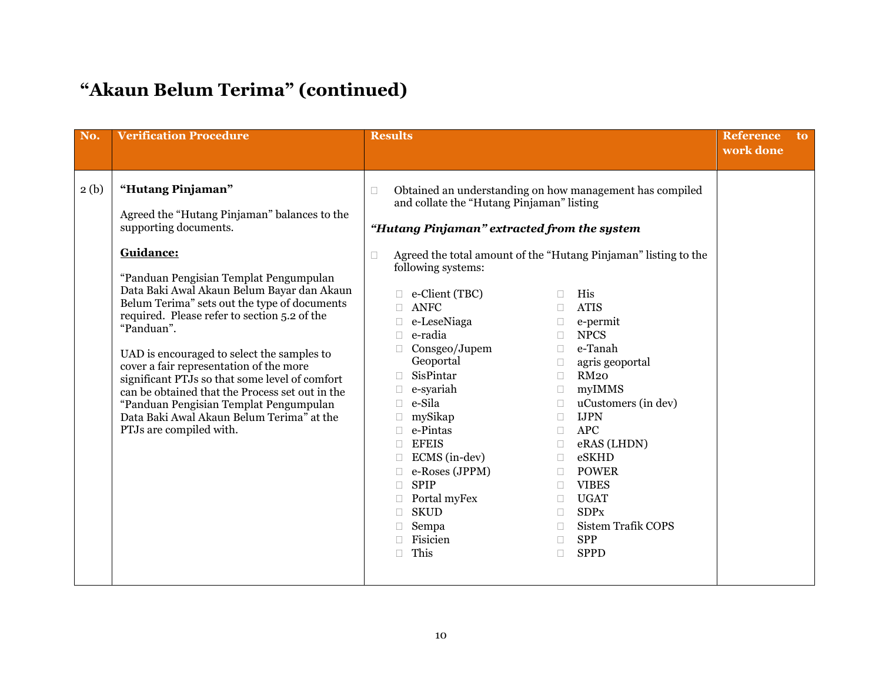# “Akaun Belum Terima” (continued)

| No. | Verification Procedure | Results | Reference to work done |
|---|---|---|---|
| 2 (b) | **“Hutang Pinjaman”**<br><br>Agreed the “Hutang Pinjaman” balances to the supporting documents.<br><br>**<u>Guidance:</u>**<br><br>“Panduan Pengisian Templat Pengumpulan Data Baki Awal Akaun Belum Bayar dan Akaun Belum Terima” sets out the type of documents required. Please refer to section 5.2 of the “Panduan”.<br><br>UAD is encouraged to select the samples to cover a fair representation of the more significant PTJs so that some level of comfort can be obtained that the Process set out in the “Panduan Pengisian Templat Pengumpulan Data Baki Awal Akaun Belum Terima” at the PTJs are compiled with. | ☐ Obtained an understanding on how management has compiled and collate the “Hutang Pinjaman” listing<br><br>***“Hutang Pinjaman” extracted from the system***<br><br>☐ Agreed the total amount of the “Hutang Pinjaman” listing to the following systems:<br><br>☐ e-Client (TBC)<br>☐ ANFC<br>☐ e-LeseNiaga<br>☐ e-radia<br>☐ Consgeo/Jupem Geoportal<br>☐ SisPintar<br>☐ e-syariah<br>☐ e-Sila<br>☐ mySikap<br>☐ e-Pintas<br>☐ EFEIS<br>☐ ECMS (in-dev)<br>☐ e-Roses (JPPM)<br>☐ SPIP<br>☐ Portal myFex<br>☐ SKUD<br>☐ Sempa<br>☐ Fisicien<br>☐ This<br>☐ His<br>☐ ATIS<br>☐ e-permit<br>☐ NPCS<br>☐ e-Tanah<br>☐ agris geoportal<br>☐ RM20<br>☐ myIMMS<br>☐ uCustomers (in dev)<br>☐ IJPN<br>☐ APC<br>☐ eRAS (LHDN)<br>☐ eSKHD<br>☐ POWER<br>☐ VIBES<br>☐ UGAT<br>☐ SDPx<br>☐ Sistem Trafik COPS<br>☐ SPP<br>☐ SPPD | |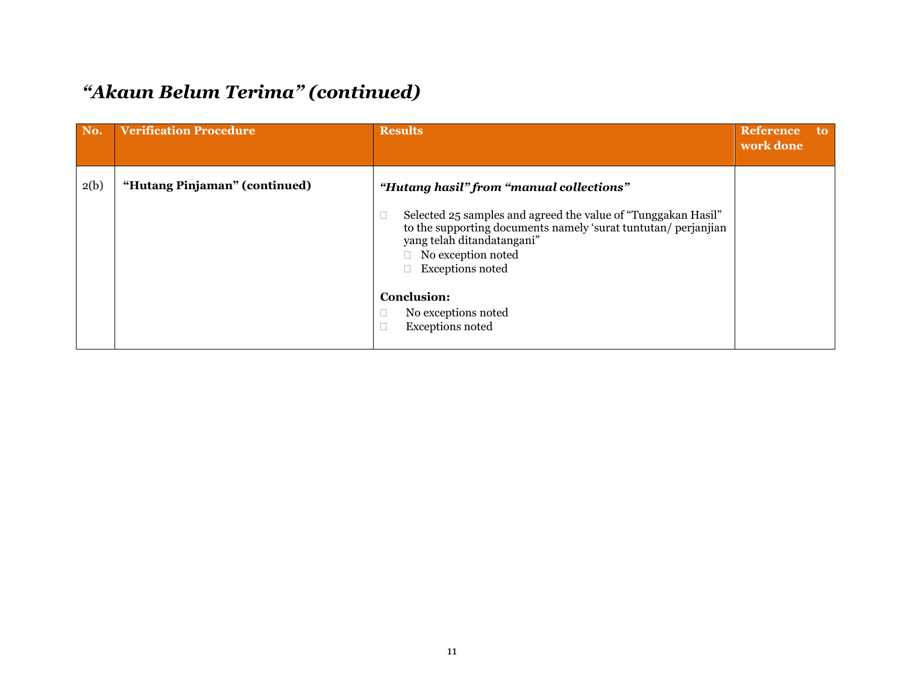# *"Akaun Belum Terima" (continued)*

| No. | Verification Procedure | Results | Reference to work done |
|---|---|---|---|
| 2(b) | **"Hutang Pinjaman" (continued)** | ***"Hutang hasil" from "manual collections"***<br><br>☐ Selected 25 samples and agreed the value of "Tunggakan Hasil" to the supporting documents namely 'surat tuntutan/ perjanjian yang telah ditandatangani"<br>&nbsp;&nbsp;&nbsp;&nbsp;☐ No exception noted<br>&nbsp;&nbsp;&nbsp;&nbsp;☐ Exceptions noted<br><br>**Conclusion:**<br>☐ No exceptions noted<br>☐ Exceptions noted | |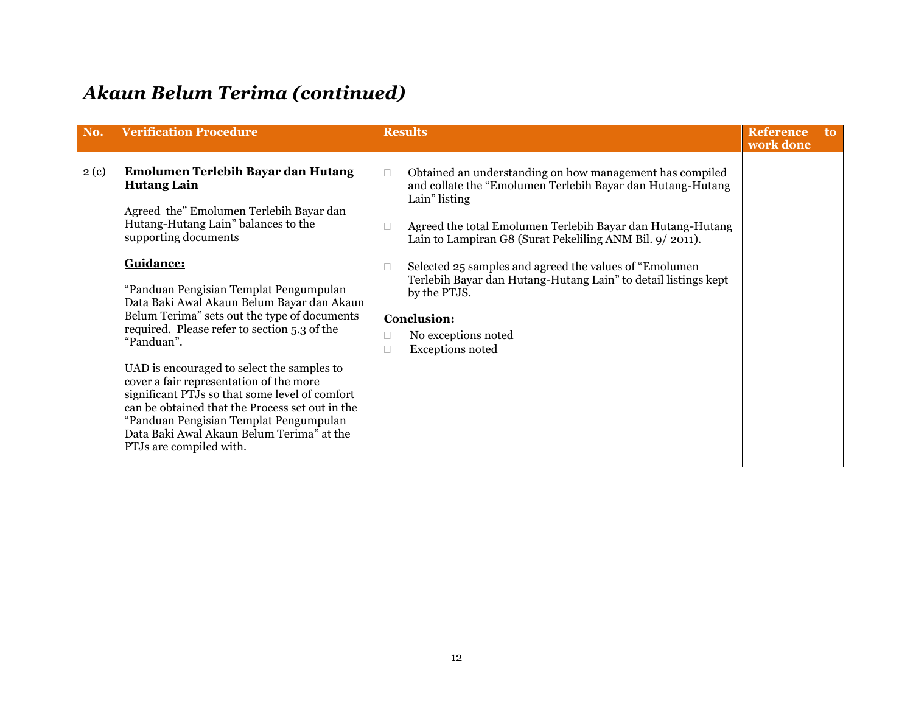## *Akaun Belum Terima (continued)*

| No. | Verification Procedure | Results | Reference to work done |
|---|---|---|---|
| 2 (c) | **Emolumen Terlebih Bayar dan Hutang Hutang Lain**<br><br>Agreed the" Emolumen Terlebih Bayar dan Hutang-Hutang Lain" balances to the supporting documents<br><br>**<u>Guidance:</u>**<br><br>"Panduan Pengisian Templat Pengumpulan Data Baki Awal Akaun Belum Bayar dan Akaun Belum Terima" sets out the type of documents required. Please refer to section 5.3 of the "Panduan".<br><br>UAD is encouraged to select the samples to cover a fair representation of the more significant PTJs so that some level of comfort can be obtained that the Process set out in the "Panduan Pengisian Templat Pengumpulan Data Baki Awal Akaun Belum Terima" at the PTJs are compiled with. | ☐ Obtained an understanding on how management has compiled and collate the "Emolumen Terlebih Bayar dan Hutang-Hutang Lain" listing<br><br>☐ Agreed the total Emolumen Terlebih Bayar dan Hutang-Hutang Lain to Lampiran G8 (Surat Pekeliling ANM Bil. 9/ 2011).<br><br>☐ Selected 25 samples and agreed the values of "Emolumen Terlebih Bayar dan Hutang-Hutang Lain" to detail listings kept by the PTJS.<br><br>**Conclusion:**<br>☐ No exceptions noted<br>☐ Exceptions noted | |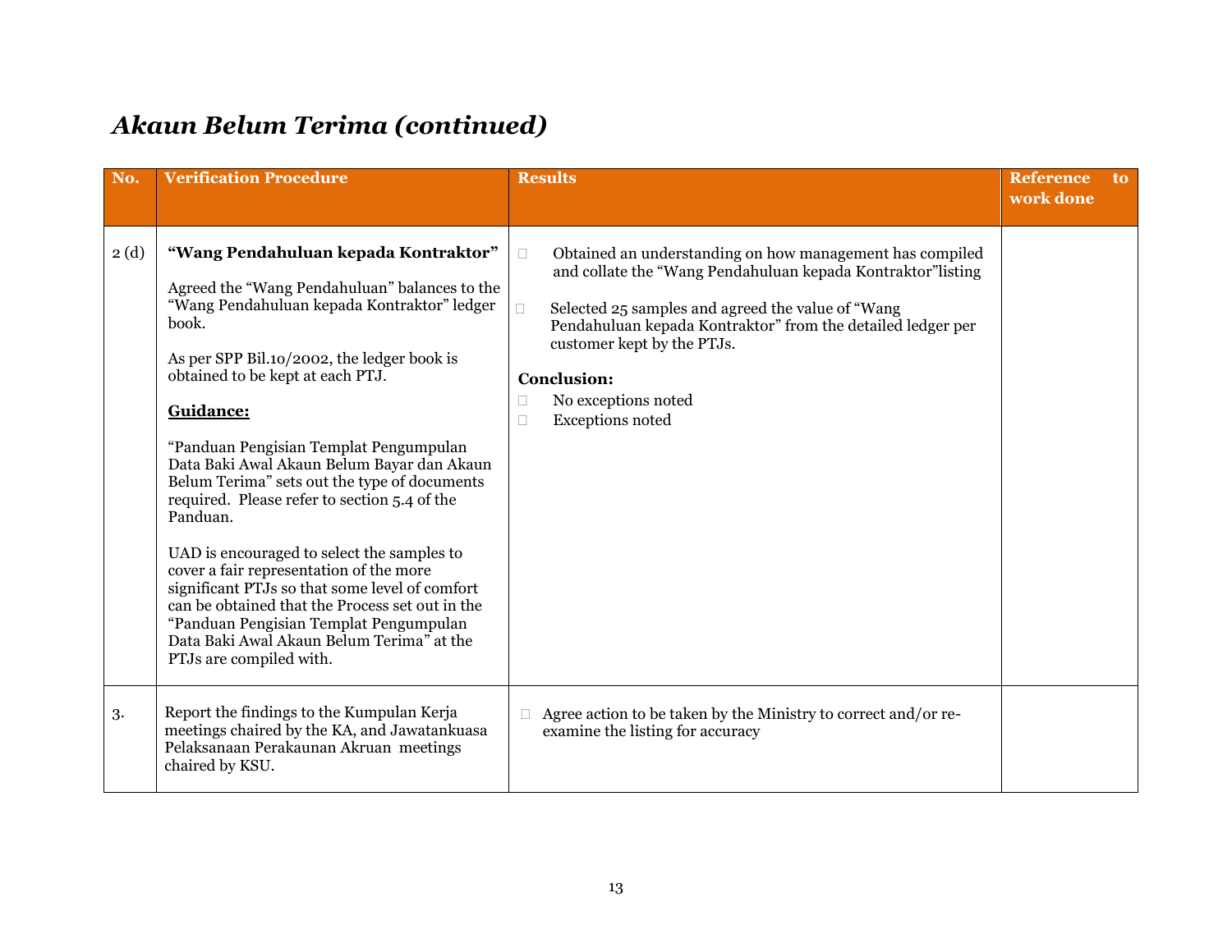# *Akaun Belum Terima (continued)*

| No. | Verification Procedure | Results | Reference to work done |
|---|---|---|---|
| 2 (d) | **"Wang Pendahuluan kepada Kontraktor"**<br><br>Agreed the "Wang Pendahuluan" balances to the "Wang Pendahuluan kepada Kontraktor" ledger book.<br><br>As per SPP Bil.10/2002, the ledger book is obtained to be kept at each PTJ.<br><br>**<u>Guidance:</u>**<br><br>"Panduan Pengisian Templat Pengumpulan Data Baki Awal Akaun Belum Bayar dan Akaun Belum Terima" sets out the type of documents required. Please refer to section 5.4 of the Panduan.<br><br>UAD is encouraged to select the samples to cover a fair representation of the more significant PTJs so that some level of comfort can be obtained that the Process set out in the "Panduan Pengisian Templat Pengumpulan Data Baki Awal Akaun Belum Terima" at the PTJs are compiled with. | ☐ Obtained an understanding on how management has compiled and collate the "Wang Pendahuluan kepada Kontraktor"listing<br><br>☐ Selected 25 samples and agreed the value of "Wang Pendahuluan kepada Kontraktor" from the detailed ledger per customer kept by the PTJs.<br><br>**Conclusion:**<br>☐ No exceptions noted<br>☐ Exceptions noted | |
| 3. | Report the findings to the Kumpulan Kerja meetings chaired by the KA, and Jawatankuasa Pelaksanaan Perakaunan Akruan meetings chaired by KSU. | ☐ Agree action to be taken by the Ministry to correct and/or re-examine the listing for accuracy | |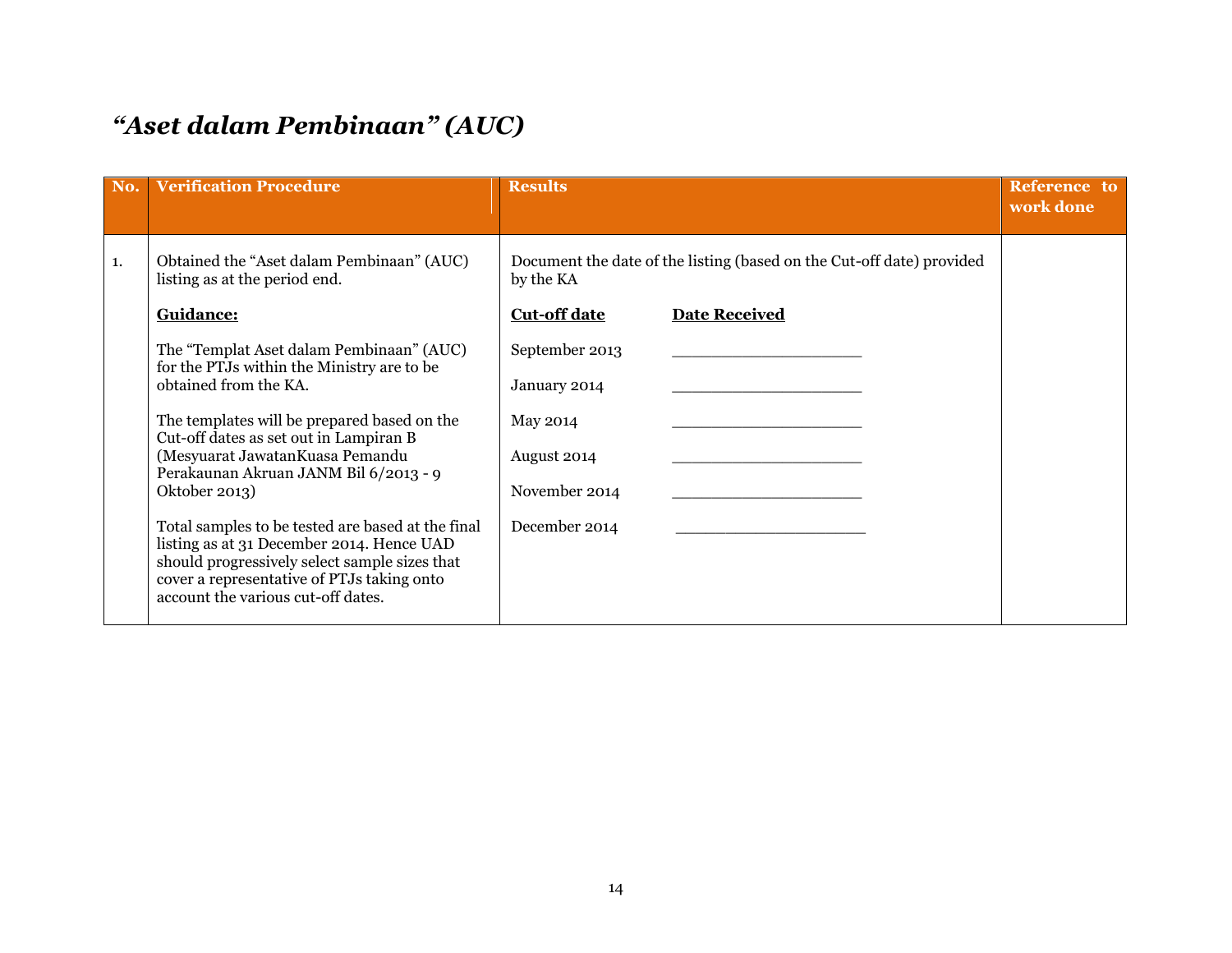# *"Aset dalam Pembinaan" (AUC)*

| No. | Verification Procedure | Results | Reference to work done |
|---|---|---|---|
| 1. | Obtained the "Aset dalam Pembinaan" (AUC) listing as at the period end.<br><br>**<u>Guidance:</u>**<br><br>The "Templat Aset dalam Pembinaan" (AUC) for the PTJs within the Ministry are to be obtained from the KA.<br><br>The templates will be prepared based on the Cut-off dates as set out in Lampiran B (Mesyuarat JawatanKuasa Pemandu Perakaunan Akruan JANM Bil 6/2013 - 9 Oktober 2013)<br><br>Total samples to be tested are based at the final listing as at 31 December 2014. Hence UAD should progressively select sample sizes that cover a representative of PTJs taking onto account the various cut-off dates. | Document the date of the listing (based on the Cut-off date) provided by the KA<br><br>**<u>Cut-off date</u>** **<u>Date Received</u>**<br><br>September 2013 ____________________<br><br>January 2014 ____________________<br><br>May 2014 ____________________<br><br>August 2014 ____________________<br><br>November 2014 ____________________<br><br>December 2014 ____________________ | |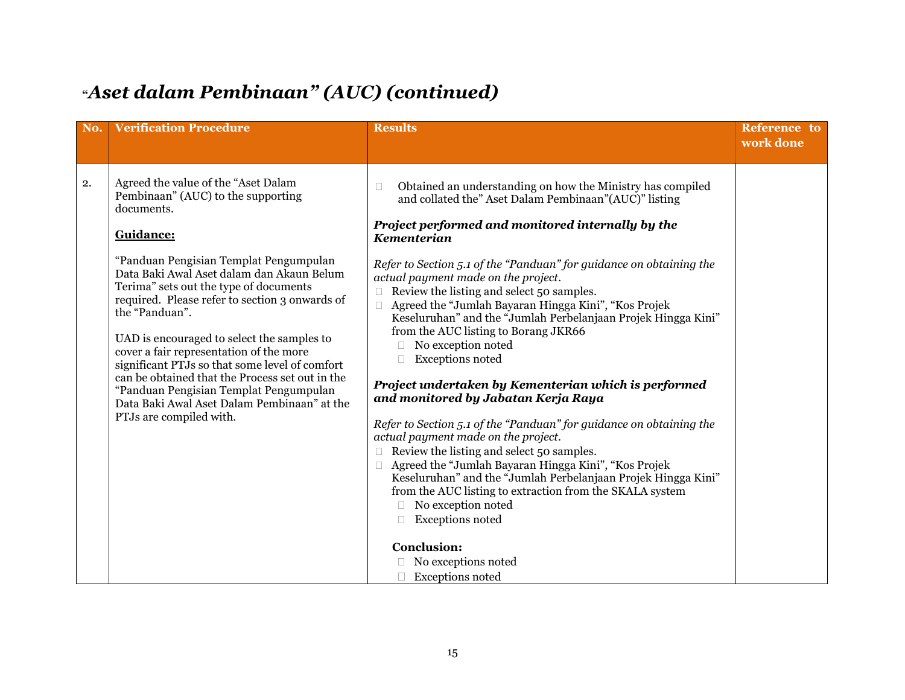# "Aset dalam Pembinaan" (AUC) (continued)

| No. | Verification Procedure | Results | Reference to work done |
|---|---|---|---|
| 2. | Agreed the value of the "Aset Dalam Pembinaan" (AUC) to the supporting documents.<br><br>**<u>Guidance:</u>**<br><br>"Panduan Pengisian Templat Pengumpulan Data Baki Awal Aset dalam dan Akaun Belum Terima" sets out the type of documents required. Please refer to section 3 onwards of the "Panduan".<br><br>UAD is encouraged to select the samples to cover a fair representation of the more significant PTJs so that some level of comfort can be obtained that the Process set out in the "Panduan Pengisian Templat Pengumpulan Data Baki Awal Aset Dalam Pembinaan" at the PTJs are compiled with. | ☐ Obtained an understanding on how the Ministry has compiled and collated the" Aset Dalam Pembinaan"(AUC)" listing<br><br>***Project performed and monitored internally by the Kementerian***<br><br>*Refer to Section 5.1 of the "Panduan" for guidance on obtaining the actual payment made on the project.*<br>☐ Review the listing and select 50 samples.<br>☐ Agreed the "Jumlah Bayaran Hingga Kini", "Kos Projek Keseluruhan" and the "Jumlah Perbelanjaan Projek Hingga Kini" from the AUC listing to Borang JKR66<br>&nbsp;&nbsp;&nbsp;&nbsp;☐ No exception noted<br>&nbsp;&nbsp;&nbsp;&nbsp;☐ Exceptions noted<br><br>***Project undertaken by Kementerian which is performed and monitored by Jabatan Kerja Raya***<br><br>*Refer to Section 5.1 of the "Panduan" for guidance on obtaining the actual payment made on the project.*<br>☐ Review the listing and select 50 samples.<br>☐ Agreed the "Jumlah Bayaran Hingga Kini", "Kos Projek Keseluruhan" and the "Jumlah Perbelanjaan Projek Hingga Kini" from the AUC listing to extraction from the SKALA system<br>&nbsp;&nbsp;&nbsp;&nbsp;☐ No exception noted<br>&nbsp;&nbsp;&nbsp;&nbsp;☐ Exceptions noted<br><br>**Conclusion:**<br>&nbsp;&nbsp;&nbsp;&nbsp;☐ No exceptions noted<br>&nbsp;&nbsp;&nbsp;&nbsp;☐ Exceptions noted | |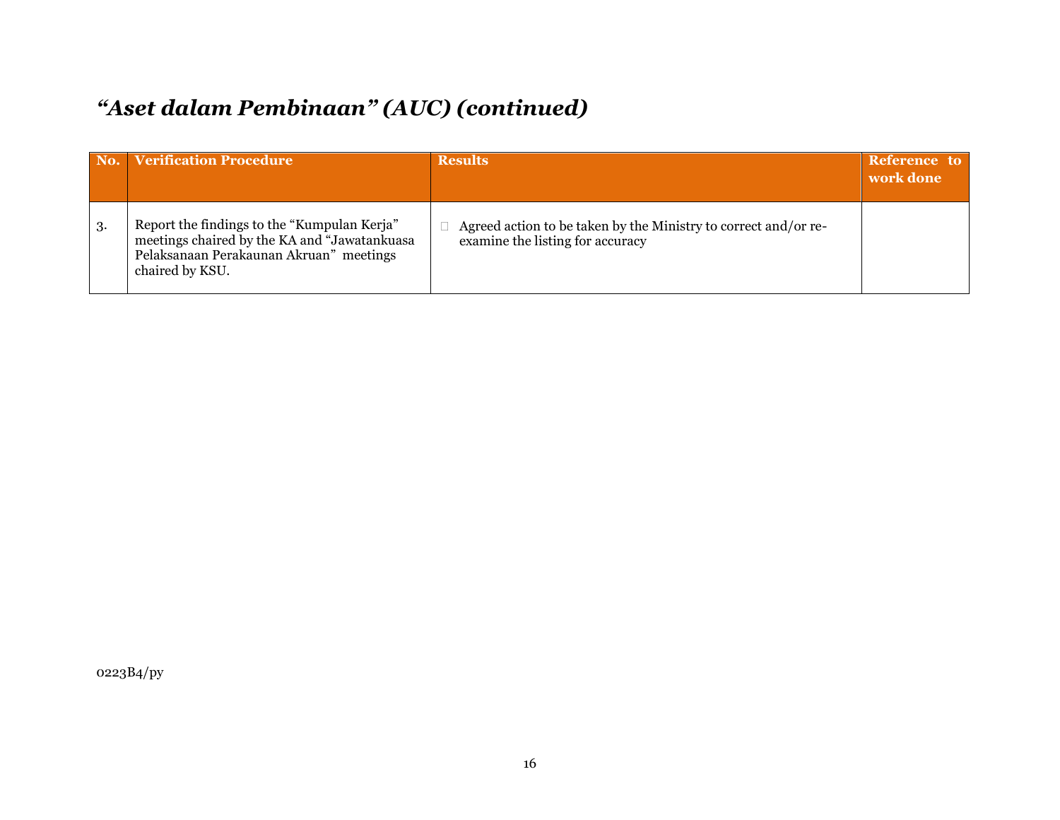## *“Aset dalam Pembinaan” (AUC) (continued)*

| No. | Verification Procedure | Results | Reference to work done |
| --- | --- | --- | --- |
| 3. | Report the findings to the “Kumpulan Kerja” meetings chaired by the KA and “Jawatankuasa Pelaksanaan Perakaunan Akruan” meetings chaired by KSU. | - Agreed action to be taken by the Ministry to correct and/or re-examine the listing for accuracy | |

0223B4/py